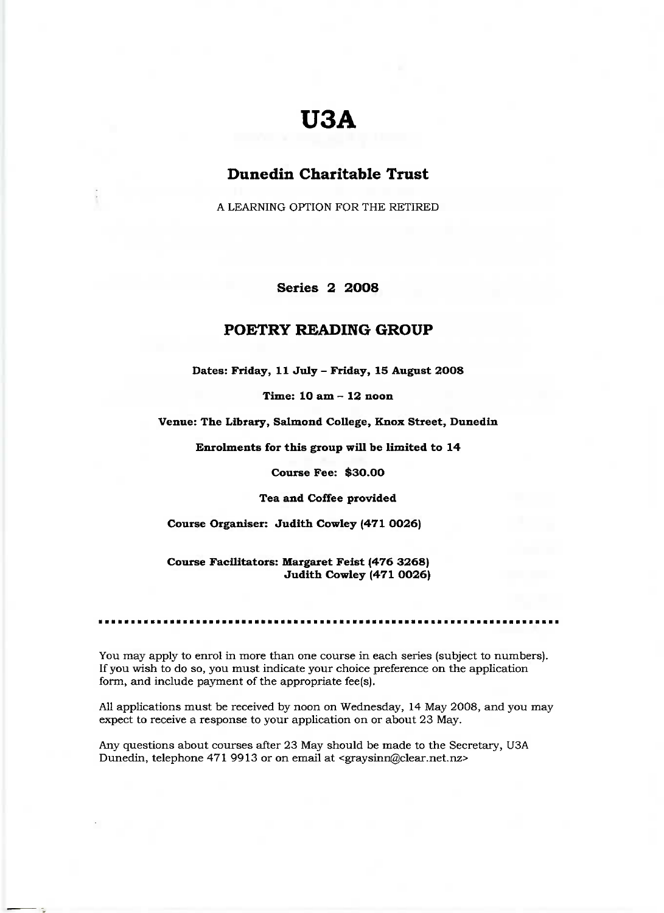# U3A

## Dunedin Charitable Trust

A LEARNING OPTION FOR THE RETIRED

**Series 2 2008**

## POETRY READING GROUP

**Dates: Friday, 11 July – Friday, 15 August 2008**

**Time: 10 am – 12 noon**

**Venue: The Library, Salmond College, Knox Street, Dunedin**

**Enrolments for this group will be limited to 14**

**Course Fee: $30.00**

**Tea and Coffee provided**

**Course Organiser: Judith Cowley (471 0026)**

**Course Facilitators: Margaret Feist (476 3268)**
**Judith Cowley (471 0026)**

---

You may apply to enrol in more than one course in each series (subject to numbers). If you wish to do so, you must indicate your choice preference on the application form, and include payment of the appropriate fee(s).

All applications must be received by noon on Wednesday, 14 May 2008, and you may expect to receive a response to your application on or about 23 May.

Any questions about courses after 23 May should be made to the Secretary, U3A Dunedin, telephone 471 9913 or on email at <graysinn@clear.net.nz>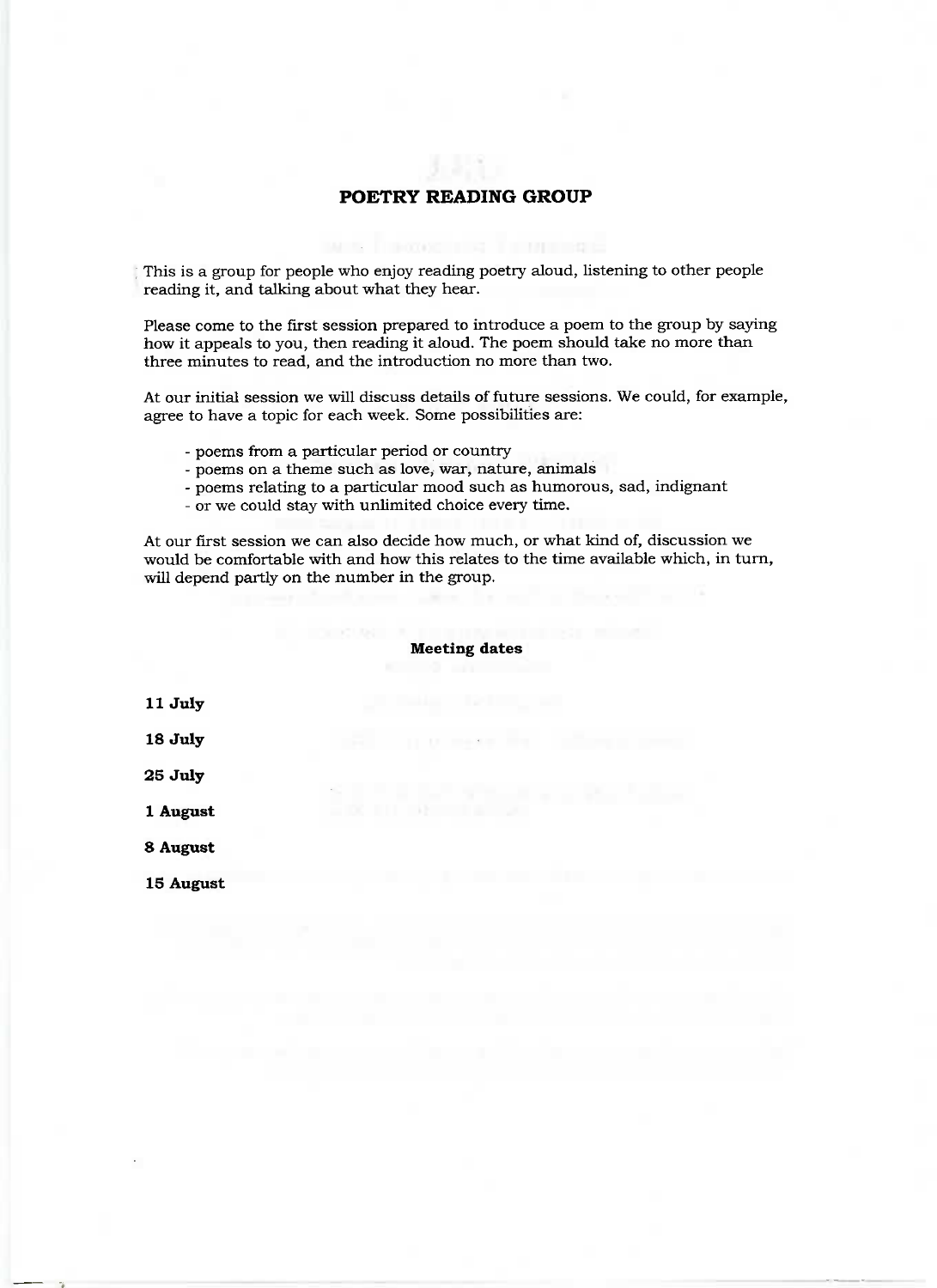# POETRY READING GROUP

This is a group for people who enjoy reading poetry aloud, listening to other people reading it, and talking about what they hear.

Please come to the first session prepared to introduce a poem to the group by saying how it appeals to you, then reading it aloud. The poem should take no more than three minutes to read, and the introduction no more than two.

At our initial session we will discuss details of future sessions. We could, for example, agree to have a topic for each week. Some possibilities are:

- poems from a particular period or country
- poems on a theme such as love, war, nature, animals
- poems relating to a particular mood such as humorous, sad, indignant
- or we could stay with unlimited choice every time.

At our first session we can also decide how much, or what kind of, discussion we would be comfortable with and how this relates to the time available which, in turn, will depend partly on the number in the group.

**Meeting dates**

**11 July**

**18 July**

**25 July**

**1 August**

**8 August**

**15 August**